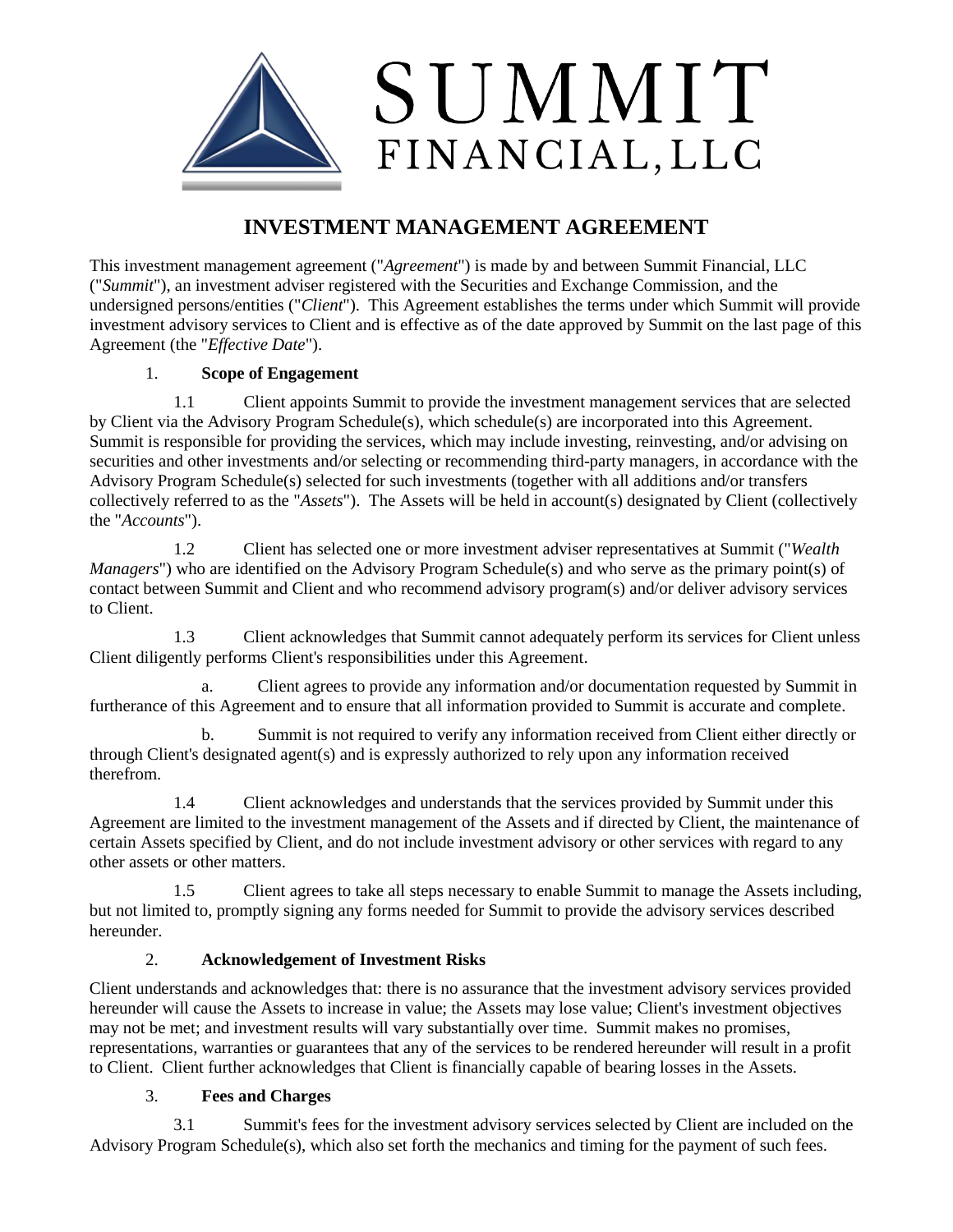SUMMIT
FINANCIAL, LLC

# INVESTMENT MANAGEMENT AGREEMENT

This investment management agreement ("*Agreement*") is made by and between Summit Financial, LLC ("*Summit*"), an investment adviser registered with the Securities and Exchange Commission, and the undersigned persons/entities ("*Client*"). This Agreement establishes the terms under which Summit will provide investment advisory services to Client and is effective as of the date approved by Summit on the last page of this Agreement (the "*Effective Date*").

1. **Scope of Engagement**

1.1 Client appoints Summit to provide the investment management services that are selected by Client via the Advisory Program Schedule(s), which schedule(s) are incorporated into this Agreement. Summit is responsible for providing the services, which may include investing, reinvesting, and/or advising on securities and other investments and/or selecting or recommending third-party managers, in accordance with the Advisory Program Schedule(s) selected for such investments (together with all additions and/or transfers collectively referred to as the "*Assets*"). The Assets will be held in account(s) designated by Client (collectively the "*Accounts*").

1.2 Client has selected one or more investment adviser representatives at Summit ("*Wealth Managers*") who are identified on the Advisory Program Schedule(s) and who serve as the primary point(s) of contact between Summit and Client and who recommend advisory program(s) and/or deliver advisory services to Client.

1.3 Client acknowledges that Summit cannot adequately perform its services for Client unless Client diligently performs Client's responsibilities under this Agreement.

a. Client agrees to provide any information and/or documentation requested by Summit in furtherance of this Agreement and to ensure that all information provided to Summit is accurate and complete.

b. Summit is not required to verify any information received from Client either directly or through Client's designated agent(s) and is expressly authorized to rely upon any information received therefrom.

1.4 Client acknowledges and understands that the services provided by Summit under this Agreement are limited to the investment management of the Assets and if directed by Client, the maintenance of certain Assets specified by Client, and do not include investment advisory or other services with regard to any other assets or other matters.

1.5 Client agrees to take all steps necessary to enable Summit to manage the Assets including, but not limited to, promptly signing any forms needed for Summit to provide the advisory services described hereunder.

2. **Acknowledgement of Investment Risks**

Client understands and acknowledges that: there is no assurance that the investment advisory services provided hereunder will cause the Assets to increase in value; the Assets may lose value; Client's investment objectives may not be met; and investment results will vary substantially over time. Summit makes no promises, representations, warranties or guarantees that any of the services to be rendered hereunder will result in a profit to Client. Client further acknowledges that Client is financially capable of bearing losses in the Assets.

3. **Fees and Charges**

3.1 Summit's fees for the investment advisory services selected by Client are included on the Advisory Program Schedule(s), which also set forth the mechanics and timing for the payment of such fees.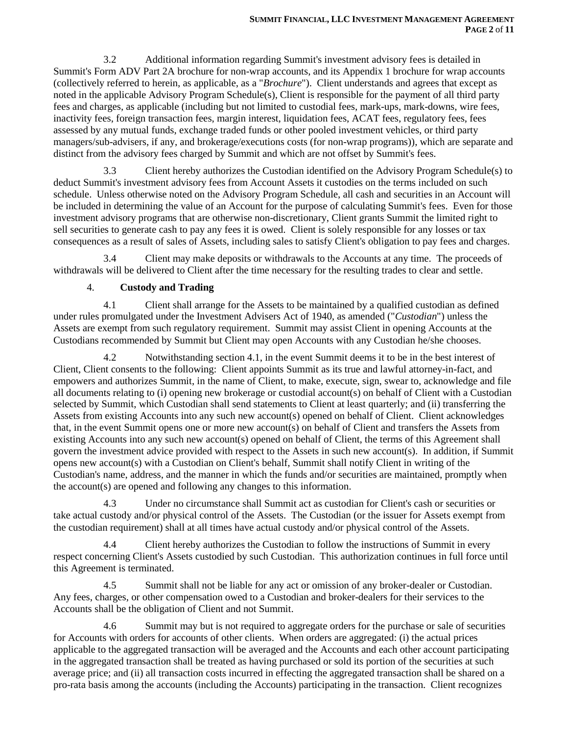3.2 Additional information regarding Summit's investment advisory fees is detailed in Summit's Form ADV Part 2A brochure for non-wrap accounts, and its Appendix 1 brochure for wrap accounts (collectively referred to herein, as applicable, as a "*Brochure*"). Client understands and agrees that except as noted in the applicable Advisory Program Schedule(s), Client is responsible for the payment of all third party fees and charges, as applicable (including but not limited to custodial fees, mark-ups, mark-downs, wire fees, inactivity fees, foreign transaction fees, margin interest, liquidation fees, ACAT fees, regulatory fees, fees assessed by any mutual funds, exchange traded funds or other pooled investment vehicles, or third party managers/sub-advisers, if any, and brokerage/executions costs (for non-wrap programs)), which are separate and distinct from the advisory fees charged by Summit and which are not offset by Summit's fees.

3.3 Client hereby authorizes the Custodian identified on the Advisory Program Schedule(s) to deduct Summit's investment advisory fees from Account Assets it custodies on the terms included on such schedule. Unless otherwise noted on the Advisory Program Schedule, all cash and securities in an Account will be included in determining the value of an Account for the purpose of calculating Summit's fees. Even for those investment advisory programs that are otherwise non-discretionary, Client grants Summit the limited right to sell securities to generate cash to pay any fees it is owed. Client is solely responsible for any losses or tax consequences as a result of sales of Assets, including sales to satisfy Client's obligation to pay fees and charges.

3.4 Client may make deposits or withdrawals to the Accounts at any time. The proceeds of withdrawals will be delivered to Client after the time necessary for the resulting trades to clear and settle.

4. **Custody and Trading**

4.1 Client shall arrange for the Assets to be maintained by a qualified custodian as defined under rules promulgated under the Investment Advisers Act of 1940, as amended ("*Custodian*") unless the Assets are exempt from such regulatory requirement. Summit may assist Client in opening Accounts at the Custodians recommended by Summit but Client may open Accounts with any Custodian he/she chooses.

4.2 Notwithstanding section 4.1, in the event Summit deems it to be in the best interest of Client, Client consents to the following: Client appoints Summit as its true and lawful attorney-in-fact, and empowers and authorizes Summit, in the name of Client, to make, execute, sign, swear to, acknowledge and file all documents relating to (i) opening new brokerage or custodial account(s) on behalf of Client with a Custodian selected by Summit, which Custodian shall send statements to Client at least quarterly; and (ii) transferring the Assets from existing Accounts into any such new account(s) opened on behalf of Client. Client acknowledges that, in the event Summit opens one or more new account(s) on behalf of Client and transfers the Assets from existing Accounts into any such new account(s) opened on behalf of Client, the terms of this Agreement shall govern the investment advice provided with respect to the Assets in such new account(s). In addition, if Summit opens new account(s) with a Custodian on Client's behalf, Summit shall notify Client in writing of the Custodian's name, address, and the manner in which the funds and/or securities are maintained, promptly when the account(s) are opened and following any changes to this information.

4.3 Under no circumstance shall Summit act as custodian for Client's cash or securities or take actual custody and/or physical control of the Assets. The Custodian (or the issuer for Assets exempt from the custodian requirement) shall at all times have actual custody and/or physical control of the Assets.

4.4 Client hereby authorizes the Custodian to follow the instructions of Summit in every respect concerning Client's Assets custodied by such Custodian. This authorization continues in full force until this Agreement is terminated.

4.5 Summit shall not be liable for any act or omission of any broker-dealer or Custodian. Any fees, charges, or other compensation owed to a Custodian and broker-dealers for their services to the Accounts shall be the obligation of Client and not Summit.

4.6 Summit may but is not required to aggregate orders for the purchase or sale of securities for Accounts with orders for accounts of other clients. When orders are aggregated: (i) the actual prices applicable to the aggregated transaction will be averaged and the Accounts and each other account participating in the aggregated transaction shall be treated as having purchased or sold its portion of the securities at such average price; and (ii) all transaction costs incurred in effecting the aggregated transaction shall be shared on a pro-rata basis among the accounts (including the Accounts) participating in the transaction. Client recognizes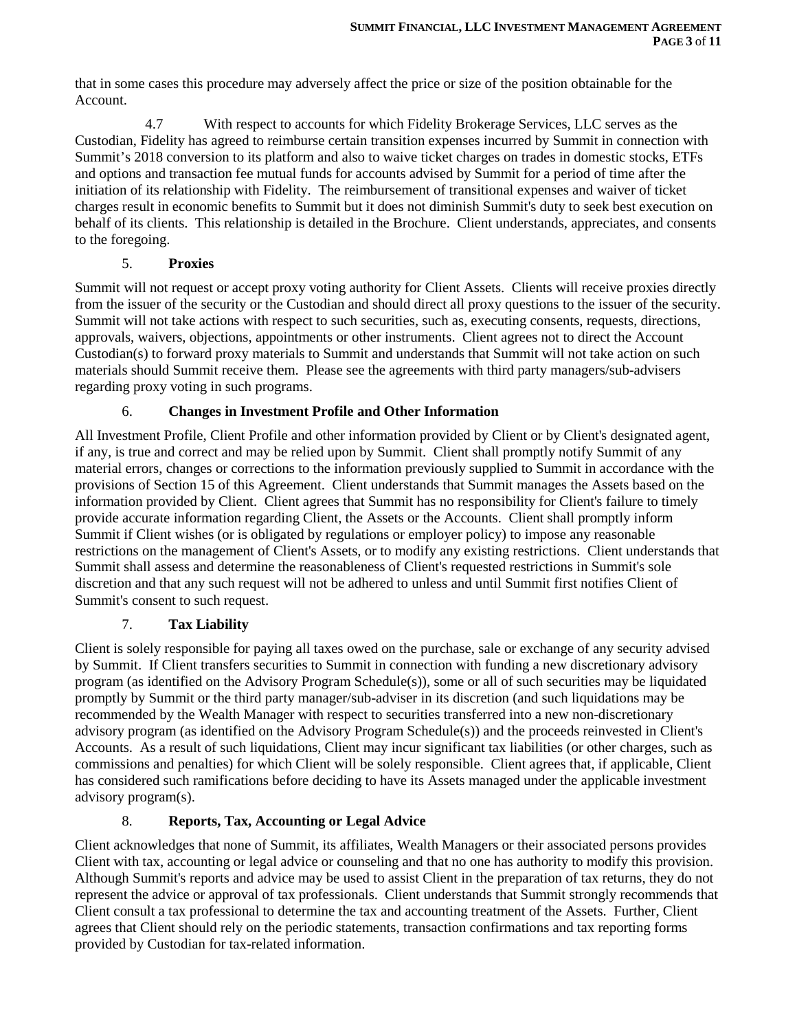that in some cases this procedure may adversely affect the price or size of the position obtainable for the Account.

4.7 With respect to accounts for which Fidelity Brokerage Services, LLC serves as the Custodian, Fidelity has agreed to reimburse certain transition expenses incurred by Summit in connection with Summit's 2018 conversion to its platform and also to waive ticket charges on trades in domestic stocks, ETFs and options and transaction fee mutual funds for accounts advised by Summit for a period of time after the initiation of its relationship with Fidelity. The reimbursement of transitional expenses and waiver of ticket charges result in economic benefits to Summit but it does not diminish Summit's duty to seek best execution on behalf of its clients. This relationship is detailed in the Brochure. Client understands, appreciates, and consents to the foregoing.

## 5. Proxies

Summit will not request or accept proxy voting authority for Client Assets. Clients will receive proxies directly from the issuer of the security or the Custodian and should direct all proxy questions to the issuer of the security. Summit will not take actions with respect to such securities, such as, executing consents, requests, directions, approvals, waivers, objections, appointments or other instruments. Client agrees not to direct the Account Custodian(s) to forward proxy materials to Summit and understands that Summit will not take action on such materials should Summit receive them. Please see the agreements with third party managers/sub-advisers regarding proxy voting in such programs.

## 6. Changes in Investment Profile and Other Information

All Investment Profile, Client Profile and other information provided by Client or by Client's designated agent, if any, is true and correct and may be relied upon by Summit. Client shall promptly notify Summit of any material errors, changes or corrections to the information previously supplied to Summit in accordance with the provisions of Section 15 of this Agreement. Client understands that Summit manages the Assets based on the information provided by Client. Client agrees that Summit has no responsibility for Client's failure to timely provide accurate information regarding Client, the Assets or the Accounts. Client shall promptly inform Summit if Client wishes (or is obligated by regulations or employer policy) to impose any reasonable restrictions on the management of Client's Assets, or to modify any existing restrictions. Client understands that Summit shall assess and determine the reasonableness of Client's requested restrictions in Summit's sole discretion and that any such request will not be adhered to unless and until Summit first notifies Client of Summit's consent to such request.

## 7. Tax Liability

Client is solely responsible for paying all taxes owed on the purchase, sale or exchange of any security advised by Summit. If Client transfers securities to Summit in connection with funding a new discretionary advisory program (as identified on the Advisory Program Schedule(s)), some or all of such securities may be liquidated promptly by Summit or the third party manager/sub-adviser in its discretion (and such liquidations may be recommended by the Wealth Manager with respect to securities transferred into a new non-discretionary advisory program (as identified on the Advisory Program Schedule(s)) and the proceeds reinvested in Client's Accounts. As a result of such liquidations, Client may incur significant tax liabilities (or other charges, such as commissions and penalties) for which Client will be solely responsible. Client agrees that, if applicable, Client has considered such ramifications before deciding to have its Assets managed under the applicable investment advisory program(s).

## 8. Reports, Tax, Accounting or Legal Advice

Client acknowledges that none of Summit, its affiliates, Wealth Managers or their associated persons provides Client with tax, accounting or legal advice or counseling and that no one has authority to modify this provision. Although Summit's reports and advice may be used to assist Client in the preparation of tax returns, they do not represent the advice or approval of tax professionals. Client understands that Summit strongly recommends that Client consult a tax professional to determine the tax and accounting treatment of the Assets. Further, Client agrees that Client should rely on the periodic statements, transaction confirmations and tax reporting forms provided by Custodian for tax-related information.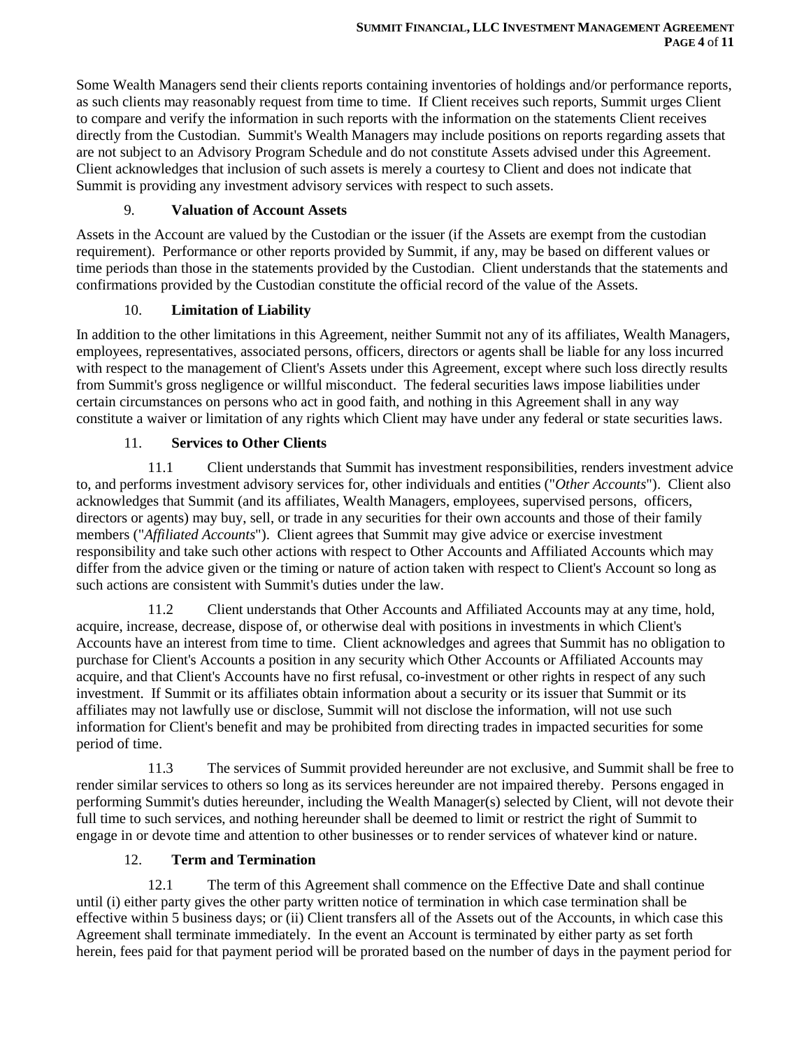Some Wealth Managers send their clients reports containing inventories of holdings and/or performance reports, as such clients may reasonably request from time to time. If Client receives such reports, Summit urges Client to compare and verify the information in such reports with the information on the statements Client receives directly from the Custodian. Summit's Wealth Managers may include positions on reports regarding assets that are not subject to an Advisory Program Schedule and do not constitute Assets advised under this Agreement. Client acknowledges that inclusion of such assets is merely a courtesy to Client and does not indicate that Summit is providing any investment advisory services with respect to such assets.

## 9. **Valuation of Account Assets**

Assets in the Account are valued by the Custodian or the issuer (if the Assets are exempt from the custodian requirement). Performance or other reports provided by Summit, if any, may be based on different values or time periods than those in the statements provided by the Custodian. Client understands that the statements and confirmations provided by the Custodian constitute the official record of the value of the Assets.

## 10. **Limitation of Liability**

In addition to the other limitations in this Agreement, neither Summit not any of its affiliates, Wealth Managers, employees, representatives, associated persons, officers, directors or agents shall be liable for any loss incurred with respect to the management of Client's Assets under this Agreement, except where such loss directly results from Summit's gross negligence or willful misconduct. The federal securities laws impose liabilities under certain circumstances on persons who act in good faith, and nothing in this Agreement shall in any way constitute a waiver or limitation of any rights which Client may have under any federal or state securities laws.

## 11. **Services to Other Clients**

11.1 Client understands that Summit has investment responsibilities, renders investment advice to, and performs investment advisory services for, other individuals and entities ("*Other Accounts*"). Client also acknowledges that Summit (and its affiliates, Wealth Managers, employees, supervised persons, officers, directors or agents) may buy, sell, or trade in any securities for their own accounts and those of their family members ("*Affiliated Accounts*"). Client agrees that Summit may give advice or exercise investment responsibility and take such other actions with respect to Other Accounts and Affiliated Accounts which may differ from the advice given or the timing or nature of action taken with respect to Client's Account so long as such actions are consistent with Summit's duties under the law.

11.2 Client understands that Other Accounts and Affiliated Accounts may at any time, hold, acquire, increase, decrease, dispose of, or otherwise deal with positions in investments in which Client's Accounts have an interest from time to time. Client acknowledges and agrees that Summit has no obligation to purchase for Client's Accounts a position in any security which Other Accounts or Affiliated Accounts may acquire, and that Client's Accounts have no first refusal, co-investment or other rights in respect of any such investment. If Summit or its affiliates obtain information about a security or its issuer that Summit or its affiliates may not lawfully use or disclose, Summit will not disclose the information, will not use such information for Client's benefit and may be prohibited from directing trades in impacted securities for some period of time.

11.3 The services of Summit provided hereunder are not exclusive, and Summit shall be free to render similar services to others so long as its services hereunder are not impaired thereby. Persons engaged in performing Summit's duties hereunder, including the Wealth Manager(s) selected by Client, will not devote their full time to such services, and nothing hereunder shall be deemed to limit or restrict the right of Summit to engage in or devote time and attention to other businesses or to render services of whatever kind or nature.

## 12. **Term and Termination**

12.1 The term of this Agreement shall commence on the Effective Date and shall continue until (i) either party gives the other party written notice of termination in which case termination shall be effective within 5 business days; or (ii) Client transfers all of the Assets out of the Accounts, in which case this Agreement shall terminate immediately. In the event an Account is terminated by either party as set forth herein, fees paid for that payment period will be prorated based on the number of days in the payment period for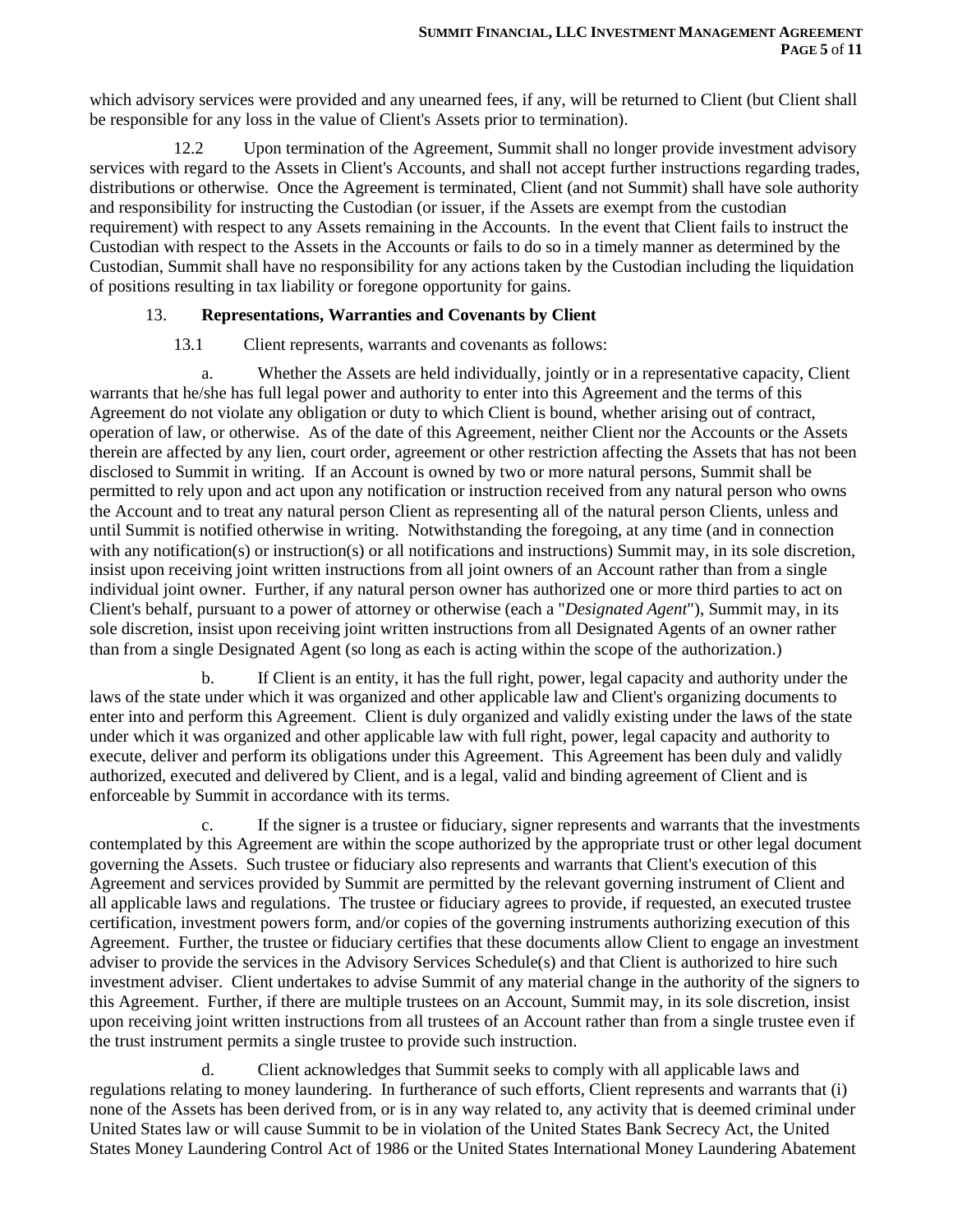which advisory services were provided and any unearned fees, if any, will be returned to Client (but Client shall be responsible for any loss in the value of Client's Assets prior to termination).

12.2 Upon termination of the Agreement, Summit shall no longer provide investment advisory services with regard to the Assets in Client's Accounts, and shall not accept further instructions regarding trades, distributions or otherwise. Once the Agreement is terminated, Client (and not Summit) shall have sole authority and responsibility for instructing the Custodian (or issuer, if the Assets are exempt from the custodian requirement) with respect to any Assets remaining in the Accounts. In the event that Client fails to instruct the Custodian with respect to the Assets in the Accounts or fails to do so in a timely manner as determined by the Custodian, Summit shall have no responsibility for any actions taken by the Custodian including the liquidation of positions resulting in tax liability or foregone opportunity for gains.

## 13. Representations, Warranties and Covenants by Client

13.1 Client represents, warrants and covenants as follows:

a. Whether the Assets are held individually, jointly or in a representative capacity, Client warrants that he/she has full legal power and authority to enter into this Agreement and the terms of this Agreement do not violate any obligation or duty to which Client is bound, whether arising out of contract, operation of law, or otherwise. As of the date of this Agreement, neither Client nor the Accounts or the Assets therein are affected by any lien, court order, agreement or other restriction affecting the Assets that has not been disclosed to Summit in writing. If an Account is owned by two or more natural persons, Summit shall be permitted to rely upon and act upon any notification or instruction received from any natural person who owns the Account and to treat any natural person Client as representing all of the natural person Clients, unless and until Summit is notified otherwise in writing. Notwithstanding the foregoing, at any time (and in connection with any notification(s) or instruction(s) or all notifications and instructions) Summit may, in its sole discretion, insist upon receiving joint written instructions from all joint owners of an Account rather than from a single individual joint owner. Further, if any natural person owner has authorized one or more third parties to act on Client's behalf, pursuant to a power of attorney or otherwise (each a "*Designated Agent*"), Summit may, in its sole discretion, insist upon receiving joint written instructions from all Designated Agents of an owner rather than from a single Designated Agent (so long as each is acting within the scope of the authorization.)

b. If Client is an entity, it has the full right, power, legal capacity and authority under the laws of the state under which it was organized and other applicable law and Client's organizing documents to enter into and perform this Agreement. Client is duly organized and validly existing under the laws of the state under which it was organized and other applicable law with full right, power, legal capacity and authority to execute, deliver and perform its obligations under this Agreement. This Agreement has been duly and validly authorized, executed and delivered by Client, and is a legal, valid and binding agreement of Client and is enforceable by Summit in accordance with its terms.

c. If the signer is a trustee or fiduciary, signer represents and warrants that the investments contemplated by this Agreement are within the scope authorized by the appropriate trust or other legal document governing the Assets. Such trustee or fiduciary also represents and warrants that Client's execution of this Agreement and services provided by Summit are permitted by the relevant governing instrument of Client and all applicable laws and regulations. The trustee or fiduciary agrees to provide, if requested, an executed trustee certification, investment powers form, and/or copies of the governing instruments authorizing execution of this Agreement. Further, the trustee or fiduciary certifies that these documents allow Client to engage an investment adviser to provide the services in the Advisory Services Schedule(s) and that Client is authorized to hire such investment adviser. Client undertakes to advise Summit of any material change in the authority of the signers to this Agreement. Further, if there are multiple trustees on an Account, Summit may, in its sole discretion, insist upon receiving joint written instructions from all trustees of an Account rather than from a single trustee even if the trust instrument permits a single trustee to provide such instruction.

d. Client acknowledges that Summit seeks to comply with all applicable laws and regulations relating to money laundering. In furtherance of such efforts, Client represents and warrants that (i) none of the Assets has been derived from, or is in any way related to, any activity that is deemed criminal under United States law or will cause Summit to be in violation of the United States Bank Secrecy Act, the United States Money Laundering Control Act of 1986 or the United States International Money Laundering Abatement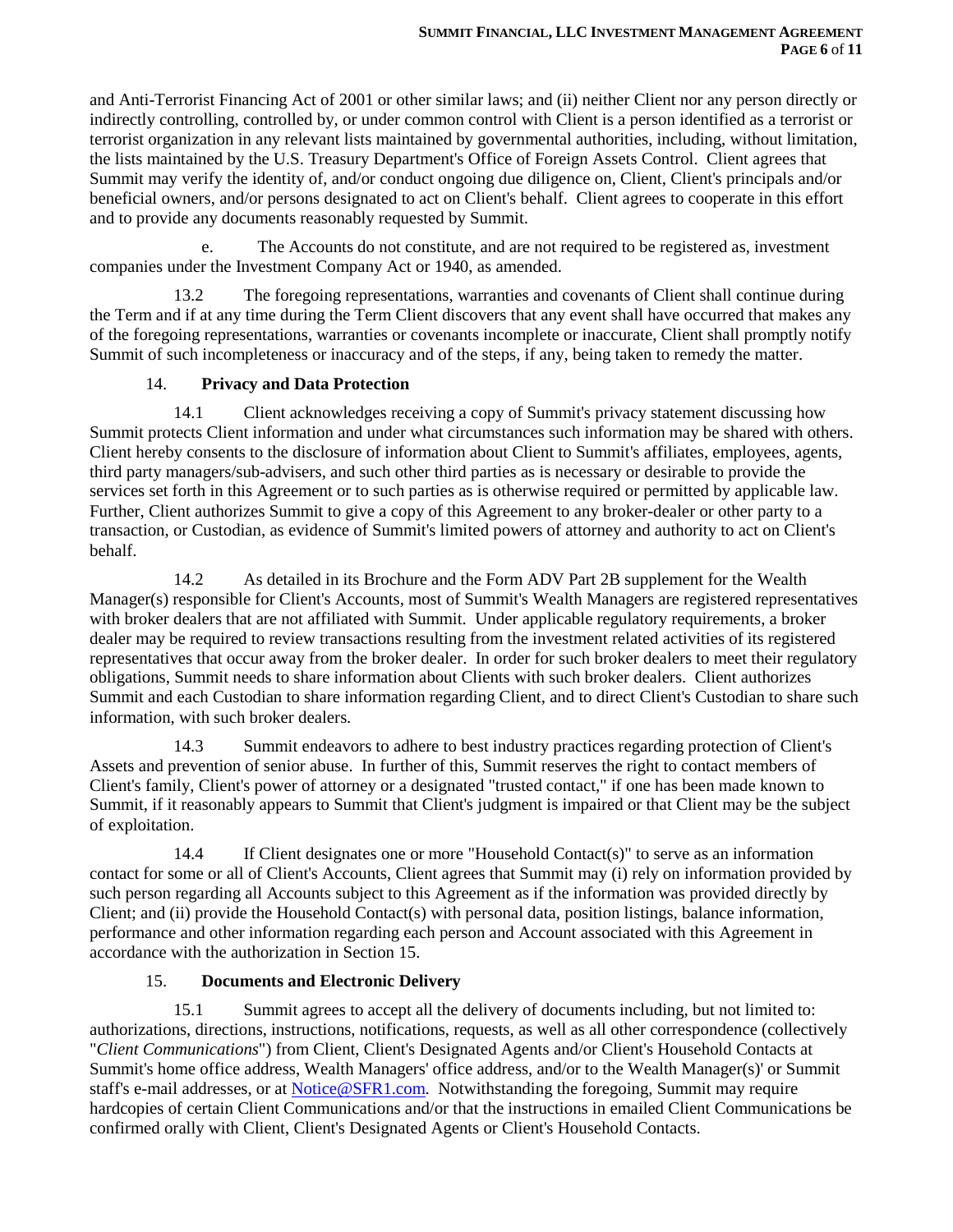and Anti-Terrorist Financing Act of 2001 or other similar laws; and (ii) neither Client nor any person directly or indirectly controlling, controlled by, or under common control with Client is a person identified as a terrorist or terrorist organization in any relevant lists maintained by governmental authorities, including, without limitation, the lists maintained by the U.S. Treasury Department's Office of Foreign Assets Control. Client agrees that Summit may verify the identity of, and/or conduct ongoing due diligence on, Client, Client's principals and/or beneficial owners, and/or persons designated to act on Client's behalf. Client agrees to cooperate in this effort and to provide any documents reasonably requested by Summit.

e. The Accounts do not constitute, and are not required to be registered as, investment companies under the Investment Company Act or 1940, as amended.

13.2 The foregoing representations, warranties and covenants of Client shall continue during the Term and if at any time during the Term Client discovers that any event shall have occurred that makes any of the foregoing representations, warranties or covenants incomplete or inaccurate, Client shall promptly notify Summit of such incompleteness or inaccuracy and of the steps, if any, being taken to remedy the matter.

14. **Privacy and Data Protection**

14.1 Client acknowledges receiving a copy of Summit's privacy statement discussing how Summit protects Client information and under what circumstances such information may be shared with others. Client hereby consents to the disclosure of information about Client to Summit's affiliates, employees, agents, third party managers/sub-advisers, and such other third parties as is necessary or desirable to provide the services set forth in this Agreement or to such parties as is otherwise required or permitted by applicable law. Further, Client authorizes Summit to give a copy of this Agreement to any broker-dealer or other party to a transaction, or Custodian, as evidence of Summit's limited powers of attorney and authority to act on Client's behalf.

14.2 As detailed in its Brochure and the Form ADV Part 2B supplement for the Wealth Manager(s) responsible for Client's Accounts, most of Summit's Wealth Managers are registered representatives with broker dealers that are not affiliated with Summit. Under applicable regulatory requirements, a broker dealer may be required to review transactions resulting from the investment related activities of its registered representatives that occur away from the broker dealer. In order for such broker dealers to meet their regulatory obligations, Summit needs to share information about Clients with such broker dealers. Client authorizes Summit and each Custodian to share information regarding Client, and to direct Client's Custodian to share such information, with such broker dealers.

14.3 Summit endeavors to adhere to best industry practices regarding protection of Client's Assets and prevention of senior abuse. In further of this, Summit reserves the right to contact members of Client's family, Client's power of attorney or a designated "trusted contact," if one has been made known to Summit, if it reasonably appears to Summit that Client's judgment is impaired or that Client may be the subject of exploitation.

14.4 If Client designates one or more "Household Contact(s)" to serve as an information contact for some or all of Client's Accounts, Client agrees that Summit may (i) rely on information provided by such person regarding all Accounts subject to this Agreement as if the information was provided directly by Client; and (ii) provide the Household Contact(s) with personal data, position listings, balance information, performance and other information regarding each person and Account associated with this Agreement in accordance with the authorization in Section 15.

15. **Documents and Electronic Delivery**

15.1 Summit agrees to accept all the delivery of documents including, but not limited to: authorizations, directions, instructions, notifications, requests, as well as all other correspondence (collectively "*Client Communications*") from Client, Client's Designated Agents and/or Client's Household Contacts at Summit's home office address, Wealth Managers' office address, and/or to the Wealth Manager(s)' or Summit staff's e-mail addresses, or at Notice@SFR1.com. Notwithstanding the foregoing, Summit may require hardcopies of certain Client Communications and/or that the instructions in emailed Client Communications be confirmed orally with Client, Client's Designated Agents or Client's Household Contacts.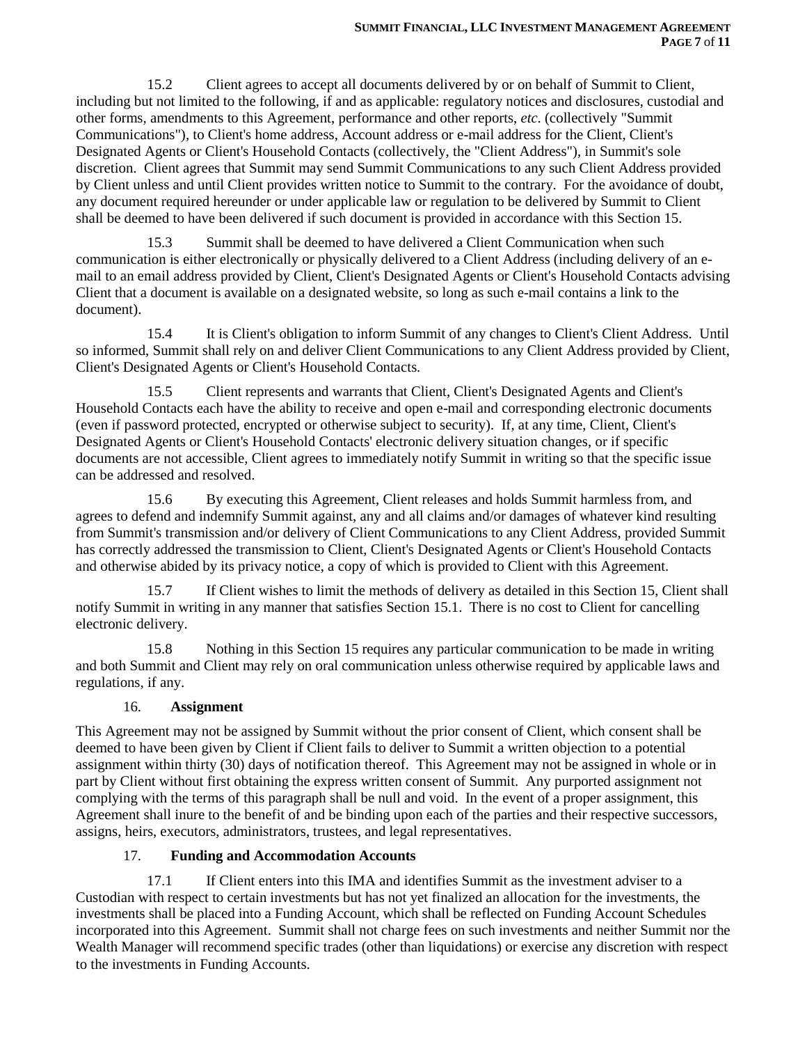15.2 Client agrees to accept all documents delivered by or on behalf of Summit to Client, including but not limited to the following, if and as applicable: regulatory notices and disclosures, custodial and other forms, amendments to this Agreement, performance and other reports, *etc.* (collectively "Summit Communications"), to Client's home address, Account address or e-mail address for the Client, Client's Designated Agents or Client's Household Contacts (collectively, the "Client Address"), in Summit's sole discretion. Client agrees that Summit may send Summit Communications to any such Client Address provided by Client unless and until Client provides written notice to Summit to the contrary. For the avoidance of doubt, any document required hereunder or under applicable law or regulation to be delivered by Summit to Client shall be deemed to have been delivered if such document is provided in accordance with this Section 15.

15.3 Summit shall be deemed to have delivered a Client Communication when such communication is either electronically or physically delivered to a Client Address (including delivery of an e-mail to an email address provided by Client, Client's Designated Agents or Client's Household Contacts advising Client that a document is available on a designated website, so long as such e-mail contains a link to the document).

15.4 It is Client's obligation to inform Summit of any changes to Client's Client Address. Until so informed, Summit shall rely on and deliver Client Communications to any Client Address provided by Client, Client's Designated Agents or Client's Household Contacts.

15.5 Client represents and warrants that Client, Client's Designated Agents and Client's Household Contacts each have the ability to receive and open e-mail and corresponding electronic documents (even if password protected, encrypted or otherwise subject to security). If, at any time, Client, Client's Designated Agents or Client's Household Contacts' electronic delivery situation changes, or if specific documents are not accessible, Client agrees to immediately notify Summit in writing so that the specific issue can be addressed and resolved.

15.6 By executing this Agreement, Client releases and holds Summit harmless from, and agrees to defend and indemnify Summit against, any and all claims and/or damages of whatever kind resulting from Summit's transmission and/or delivery of Client Communications to any Client Address, provided Summit has correctly addressed the transmission to Client, Client's Designated Agents or Client's Household Contacts and otherwise abided by its privacy notice, a copy of which is provided to Client with this Agreement.

15.7 If Client wishes to limit the methods of delivery as detailed in this Section 15, Client shall notify Summit in writing in any manner that satisfies Section 15.1. There is no cost to Client for cancelling electronic delivery.

15.8 Nothing in this Section 15 requires any particular communication to be made in writing and both Summit and Client may rely on oral communication unless otherwise required by applicable laws and regulations, if any.

16. **Assignment**

This Agreement may not be assigned by Summit without the prior consent of Client, which consent shall be deemed to have been given by Client if Client fails to deliver to Summit a written objection to a potential assignment within thirty (30) days of notification thereof. This Agreement may not be assigned in whole or in part by Client without first obtaining the express written consent of Summit. Any purported assignment not complying with the terms of this paragraph shall be null and void. In the event of a proper assignment, this Agreement shall inure to the benefit of and be binding upon each of the parties and their respective successors, assigns, heirs, executors, administrators, trustees, and legal representatives.

17. **Funding and Accommodation Accounts**

17.1 If Client enters into this IMA and identifies Summit as the investment adviser to a Custodian with respect to certain investments but has not yet finalized an allocation for the investments, the investments shall be placed into a Funding Account, which shall be reflected on Funding Account Schedules incorporated into this Agreement. Summit shall not charge fees on such investments and neither Summit nor the Wealth Manager will recommend specific trades (other than liquidations) or exercise any discretion with respect to the investments in Funding Accounts.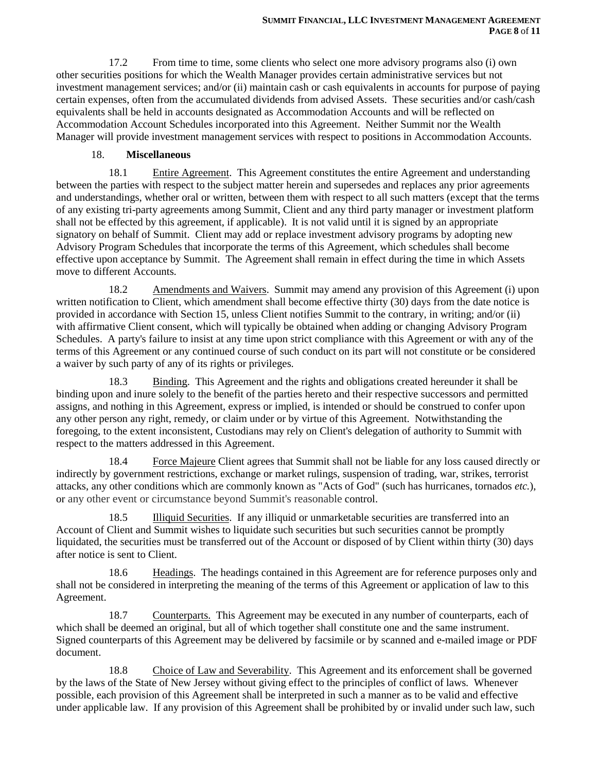17.2 From time to time, some clients who select one more advisory programs also (i) own other securities positions for which the Wealth Manager provides certain administrative services but not investment management services; and/or (ii) maintain cash or cash equivalents in accounts for purpose of paying certain expenses, often from the accumulated dividends from advised Assets. These securities and/or cash/cash equivalents shall be held in accounts designated as Accommodation Accounts and will be reflected on Accommodation Account Schedules incorporated into this Agreement. Neither Summit nor the Wealth Manager will provide investment management services with respect to positions in Accommodation Accounts.

18. **Miscellaneous**

18.1 Entire Agreement. This Agreement constitutes the entire Agreement and understanding between the parties with respect to the subject matter herein and supersedes and replaces any prior agreements and understandings, whether oral or written, between them with respect to all such matters (except that the terms of any existing tri-party agreements among Summit, Client and any third party manager or investment platform shall not be effected by this agreement, if applicable). It is not valid until it is signed by an appropriate signatory on behalf of Summit. Client may add or replace investment advisory programs by adopting new Advisory Program Schedules that incorporate the terms of this Agreement, which schedules shall become effective upon acceptance by Summit. The Agreement shall remain in effect during the time in which Assets move to different Accounts.

18.2 Amendments and Waivers. Summit may amend any provision of this Agreement (i) upon written notification to Client, which amendment shall become effective thirty (30) days from the date notice is provided in accordance with Section 15, unless Client notifies Summit to the contrary, in writing; and/or (ii) with affirmative Client consent, which will typically be obtained when adding or changing Advisory Program Schedules. A party's failure to insist at any time upon strict compliance with this Agreement or with any of the terms of this Agreement or any continued course of such conduct on its part will not constitute or be considered a waiver by such party of any of its rights or privileges.

18.3 Binding. This Agreement and the rights and obligations created hereunder it shall be binding upon and inure solely to the benefit of the parties hereto and their respective successors and permitted assigns, and nothing in this Agreement, express or implied, is intended or should be construed to confer upon any other person any right, remedy, or claim under or by virtue of this Agreement. Notwithstanding the foregoing, to the extent inconsistent, Custodians may rely on Client's delegation of authority to Summit with respect to the matters addressed in this Agreement.

18.4 Force Majeure Client agrees that Summit shall not be liable for any loss caused directly or indirectly by government restrictions, exchange or market rulings, suspension of trading, war, strikes, terrorist attacks, any other conditions which are commonly known as "Acts of God" (such has hurricanes, tornados *etc.*), or any other event or circumstance beyond Summit's reasonable control.

18.5 Illiquid Securities. If any illiquid or unmarketable securities are transferred into an Account of Client and Summit wishes to liquidate such securities but such securities cannot be promptly liquidated, the securities must be transferred out of the Account or disposed of by Client within thirty (30) days after notice is sent to Client.

18.6 Headings. The headings contained in this Agreement are for reference purposes only and shall not be considered in interpreting the meaning of the terms of this Agreement or application of law to this Agreement.

18.7 Counterparts. This Agreement may be executed in any number of counterparts, each of which shall be deemed an original, but all of which together shall constitute one and the same instrument. Signed counterparts of this Agreement may be delivered by facsimile or by scanned and e-mailed image or PDF document.

18.8 Choice of Law and Severability. This Agreement and its enforcement shall be governed by the laws of the State of New Jersey without giving effect to the principles of conflict of laws. Whenever possible, each provision of this Agreement shall be interpreted in such a manner as to be valid and effective under applicable law. If any provision of this Agreement shall be prohibited by or invalid under such law, such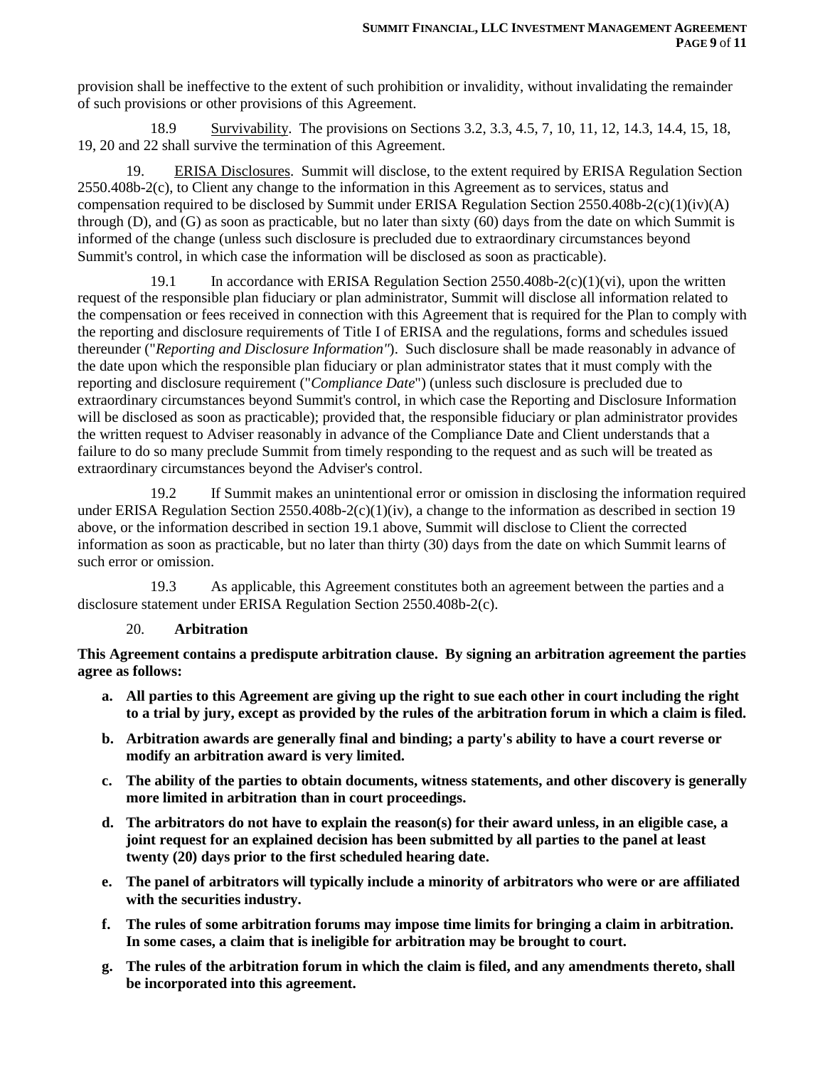provision shall be ineffective to the extent of such prohibition or invalidity, without invalidating the remainder of such provisions or other provisions of this Agreement.

18.9 Survivability. The provisions on Sections 3.2, 3.3, 4.5, 7, 10, 11, 12, 14.3, 14.4, 15, 18, 19, 20 and 22 shall survive the termination of this Agreement.

19. ERISA Disclosures. Summit will disclose, to the extent required by ERISA Regulation Section 2550.408b-2(c), to Client any change to the information in this Agreement as to services, status and compensation required to be disclosed by Summit under ERISA Regulation Section 2550.408b-2(c)(1)(iv)(A) through (D), and (G) as soon as practicable, but no later than sixty (60) days from the date on which Summit is informed of the change (unless such disclosure is precluded due to extraordinary circumstances beyond Summit's control, in which case the information will be disclosed as soon as practicable).

19.1 In accordance with ERISA Regulation Section 2550.408b-2(c)(1)(vi), upon the written request of the responsible plan fiduciary or plan administrator, Summit will disclose all information related to the compensation or fees received in connection with this Agreement that is required for the Plan to comply with the reporting and disclosure requirements of Title I of ERISA and the regulations, forms and schedules issued thereunder ("*Reporting and Disclosure Information"*). Such disclosure shall be made reasonably in advance of the date upon which the responsible plan fiduciary or plan administrator states that it must comply with the reporting and disclosure requirement ("*Compliance Date*") (unless such disclosure is precluded due to extraordinary circumstances beyond Summit's control, in which case the Reporting and Disclosure Information will be disclosed as soon as practicable); provided that, the responsible fiduciary or plan administrator provides the written request to Adviser reasonably in advance of the Compliance Date and Client understands that a failure to do so many preclude Summit from timely responding to the request and as such will be treated as extraordinary circumstances beyond the Adviser's control.

19.2 If Summit makes an unintentional error or omission in disclosing the information required under ERISA Regulation Section 2550.408b-2(c)(1)(iv), a change to the information as described in section 19 above, or the information described in section 19.1 above, Summit will disclose to Client the corrected information as soon as practicable, but no later than thirty (30) days from the date on which Summit learns of such error or omission.

19.3 As applicable, this Agreement constitutes both an agreement between the parties and a disclosure statement under ERISA Regulation Section 2550.408b-2(c).

20. **Arbitration**

**This Agreement contains a predispute arbitration clause. By signing an arbitration agreement the parties agree as follows:**

a. **All parties to this Agreement are giving up the right to sue each other in court including the right to a trial by jury, except as provided by the rules of the arbitration forum in which a claim is filed.**
b. **Arbitration awards are generally final and binding; a party's ability to have a court reverse or modify an arbitration award is very limited.**
c. **The ability of the parties to obtain documents, witness statements, and other discovery is generally more limited in arbitration than in court proceedings.**
d. **The arbitrators do not have to explain the reason(s) for their award unless, in an eligible case, a joint request for an explained decision has been submitted by all parties to the panel at least twenty (20) days prior to the first scheduled hearing date.**
e. **The panel of arbitrators will typically include a minority of arbitrators who were or are affiliated with the securities industry.**
f. **The rules of some arbitration forums may impose time limits for bringing a claim in arbitration. In some cases, a claim that is ineligible for arbitration may be brought to court.**
g. **The rules of the arbitration forum in which the claim is filed, and any amendments thereto, shall be incorporated into this agreement.**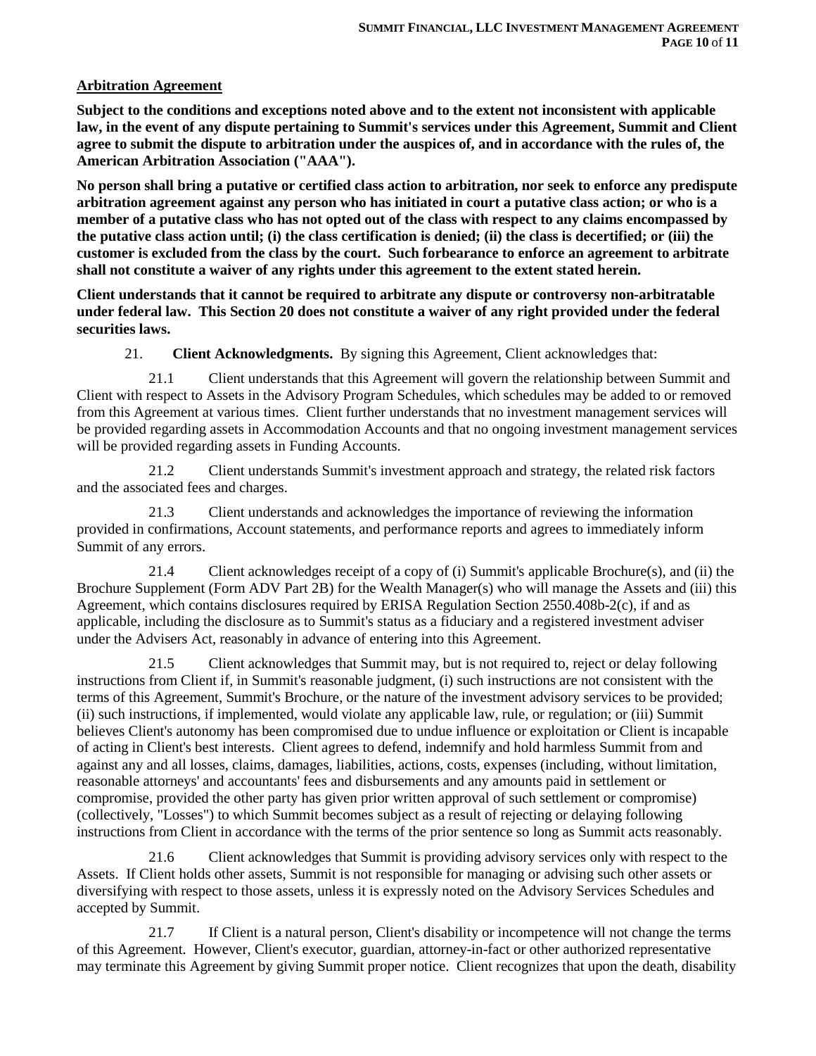**Arbitration Agreement**

**Subject to the conditions and exceptions noted above and to the extent not inconsistent with applicable law, in the event of any dispute pertaining to Summit's services under this Agreement, Summit and Client agree to submit the dispute to arbitration under the auspices of, and in accordance with the rules of, the American Arbitration Association ("AAA").**

**No person shall bring a putative or certified class action to arbitration, nor seek to enforce any predispute arbitration agreement against any person who has initiated in court a putative class action; or who is a member of a putative class who has not opted out of the class with respect to any claims encompassed by the putative class action until; (i) the class certification is denied; (ii) the class is decertified; or (iii) the customer is excluded from the class by the court. Such forbearance to enforce an agreement to arbitrate shall not constitute a waiver of any rights under this agreement to the extent stated herein.**

**Client understands that it cannot be required to arbitrate any dispute or controversy non-arbitratable under federal law. This Section 20 does not constitute a waiver of any right provided under the federal securities laws.**

21. **Client Acknowledgments.** By signing this Agreement, Client acknowledges that:

21.1 Client understands that this Agreement will govern the relationship between Summit and Client with respect to Assets in the Advisory Program Schedules, which schedules may be added to or removed from this Agreement at various times. Client further understands that no investment management services will be provided regarding assets in Accommodation Accounts and that no ongoing investment management services will be provided regarding assets in Funding Accounts.

21.2 Client understands Summit's investment approach and strategy, the related risk factors and the associated fees and charges.

21.3 Client understands and acknowledges the importance of reviewing the information provided in confirmations, Account statements, and performance reports and agrees to immediately inform Summit of any errors.

21.4 Client acknowledges receipt of a copy of (i) Summit's applicable Brochure(s), and (ii) the Brochure Supplement (Form ADV Part 2B) for the Wealth Manager(s) who will manage the Assets and (iii) this Agreement, which contains disclosures required by ERISA Regulation Section 2550.408b-2(c), if and as applicable, including the disclosure as to Summit's status as a fiduciary and a registered investment adviser under the Advisers Act, reasonably in advance of entering into this Agreement.

21.5 Client acknowledges that Summit may, but is not required to, reject or delay following instructions from Client if, in Summit's reasonable judgment, (i) such instructions are not consistent with the terms of this Agreement, Summit's Brochure, or the nature of the investment advisory services to be provided; (ii) such instructions, if implemented, would violate any applicable law, rule, or regulation; or (iii) Summit believes Client's autonomy has been compromised due to undue influence or exploitation or Client is incapable of acting in Client's best interests. Client agrees to defend, indemnify and hold harmless Summit from and against any and all losses, claims, damages, liabilities, actions, costs, expenses (including, without limitation, reasonable attorneys' and accountants' fees and disbursements and any amounts paid in settlement or compromise, provided the other party has given prior written approval of such settlement or compromise) (collectively, "Losses") to which Summit becomes subject as a result of rejecting or delaying following instructions from Client in accordance with the terms of the prior sentence so long as Summit acts reasonably.

21.6 Client acknowledges that Summit is providing advisory services only with respect to the Assets. If Client holds other assets, Summit is not responsible for managing or advising such other assets or diversifying with respect to those assets, unless it is expressly noted on the Advisory Services Schedules and accepted by Summit.

21.7 If Client is a natural person, Client's disability or incompetence will not change the terms of this Agreement. However, Client's executor, guardian, attorney-in-fact or other authorized representative may terminate this Agreement by giving Summit proper notice. Client recognizes that upon the death, disability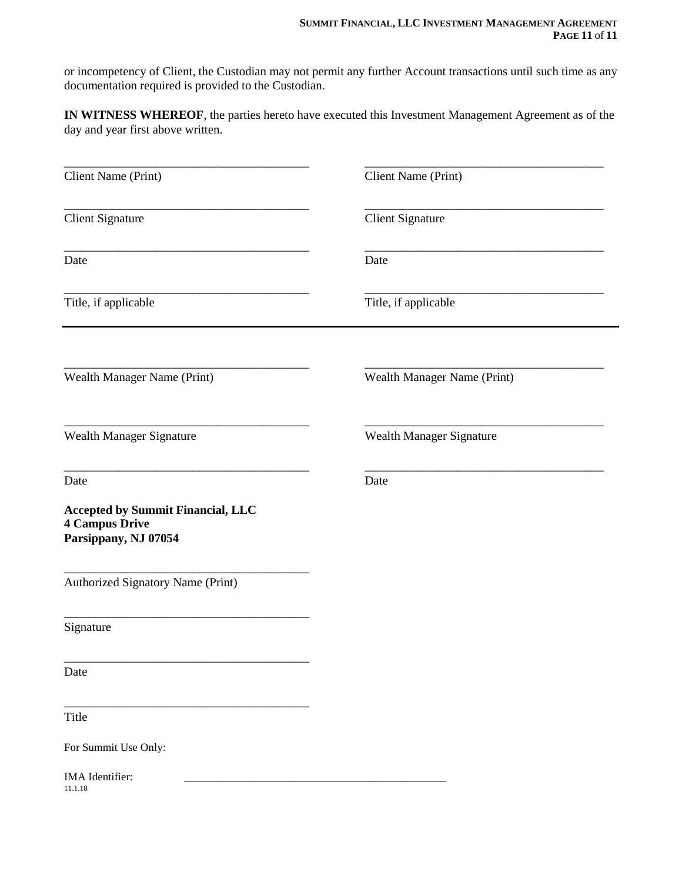or incompetency of Client, the Custodian may not permit any further Account transactions until such time as any documentation required is provided to the Custodian.

**IN WITNESS WHEREOF**, the parties hereto have executed this Investment Management Agreement as of the day and year first above written.

| | |
|---|---|
| \_\_\_\_\_\_\_\_\_\_\_\_\_\_\_\_\_\_\_\_\_\_\_\_\_\_\_\_\_\_\_\_\_\_\_\_\_\_\_\_ Client Name (Print) | \_\_\_\_\_\_\_\_\_\_\_\_\_\_\_\_\_\_\_\_\_\_\_\_\_\_\_\_\_\_\_\_\_\_\_\_\_\_\_\_ Client Name (Print) |
| \_\_\_\_\_\_\_\_\_\_\_\_\_\_\_\_\_\_\_\_\_\_\_\_\_\_\_\_\_\_\_\_\_\_\_\_\_\_\_\_ Client Signature | \_\_\_\_\_\_\_\_\_\_\_\_\_\_\_\_\_\_\_\_\_\_\_\_\_\_\_\_\_\_\_\_\_\_\_\_\_\_\_\_ Client Signature |
| \_\_\_\_\_\_\_\_\_\_\_\_\_\_\_\_\_\_\_\_\_\_\_\_\_\_\_\_\_\_\_\_\_\_\_\_\_\_\_\_ Date | \_\_\_\_\_\_\_\_\_\_\_\_\_\_\_\_\_\_\_\_\_\_\_\_\_\_\_\_\_\_\_\_\_\_\_\_\_\_\_\_ Date |
| \_\_\_\_\_\_\_\_\_\_\_\_\_\_\_\_\_\_\_\_\_\_\_\_\_\_\_\_\_\_\_\_\_\_\_\_\_\_\_\_ Title, if applicable | \_\_\_\_\_\_\_\_\_\_\_\_\_\_\_\_\_\_\_\_\_\_\_\_\_\_\_\_\_\_\_\_\_\_\_\_\_\_\_\_ Title, if applicable |

---

| | |
|---|---|
| \_\_\_\_\_\_\_\_\_\_\_\_\_\_\_\_\_\_\_\_\_\_\_\_\_\_\_\_\_\_\_\_\_\_\_\_\_\_\_\_ Wealth Manager Name (Print) | \_\_\_\_\_\_\_\_\_\_\_\_\_\_\_\_\_\_\_\_\_\_\_\_\_\_\_\_\_\_\_\_\_\_\_\_\_\_\_\_ Wealth Manager Name (Print) |
| \_\_\_\_\_\_\_\_\_\_\_\_\_\_\_\_\_\_\_\_\_\_\_\_\_\_\_\_\_\_\_\_\_\_\_\_\_\_\_\_ Wealth Manager Signature | \_\_\_\_\_\_\_\_\_\_\_\_\_\_\_\_\_\_\_\_\_\_\_\_\_\_\_\_\_\_\_\_\_\_\_\_\_\_\_\_ Wealth Manager Signature |
| \_\_\_\_\_\_\_\_\_\_\_\_\_\_\_\_\_\_\_\_\_\_\_\_\_\_\_\_\_\_\_\_\_\_\_\_\_\_\_\_ Date | \_\_\_\_\_\_\_\_\_\_\_\_\_\_\_\_\_\_\_\_\_\_\_\_\_\_\_\_\_\_\_\_\_\_\_\_\_\_\_\_ Date |

**Accepted by Summit Financial, LLC**
**4 Campus Drive**
**Parsippany, NJ 07054**

\_\_\_\_\_\_\_\_\_\_\_\_\_\_\_\_\_\_\_\_\_\_\_\_\_\_\_\_\_\_\_\_\_\_\_\_\_\_\_\_
Authorized Signatory Name (Print)

\_\_\_\_\_\_\_\_\_\_\_\_\_\_\_\_\_\_\_\_\_\_\_\_\_\_\_\_\_\_\_\_\_\_\_\_\_\_\_\_
Signature

\_\_\_\_\_\_\_\_\_\_\_\_\_\_\_\_\_\_\_\_\_\_\_\_\_\_\_\_\_\_\_\_\_\_\_\_\_\_\_\_
Date

\_\_\_\_\_\_\_\_\_\_\_\_\_\_\_\_\_\_\_\_\_\_\_\_\_\_\_\_\_\_\_\_\_\_\_\_\_\_\_\_
Title

For Summit Use Only:

IMA Identifier: \_\_\_\_\_\_\_\_\_\_\_\_\_\_\_\_\_\_\_\_\_\_\_\_\_\_\_\_\_\_\_\_\_\_\_\_\_\_\_\_\_\_\_\_\_\_

11.1.18